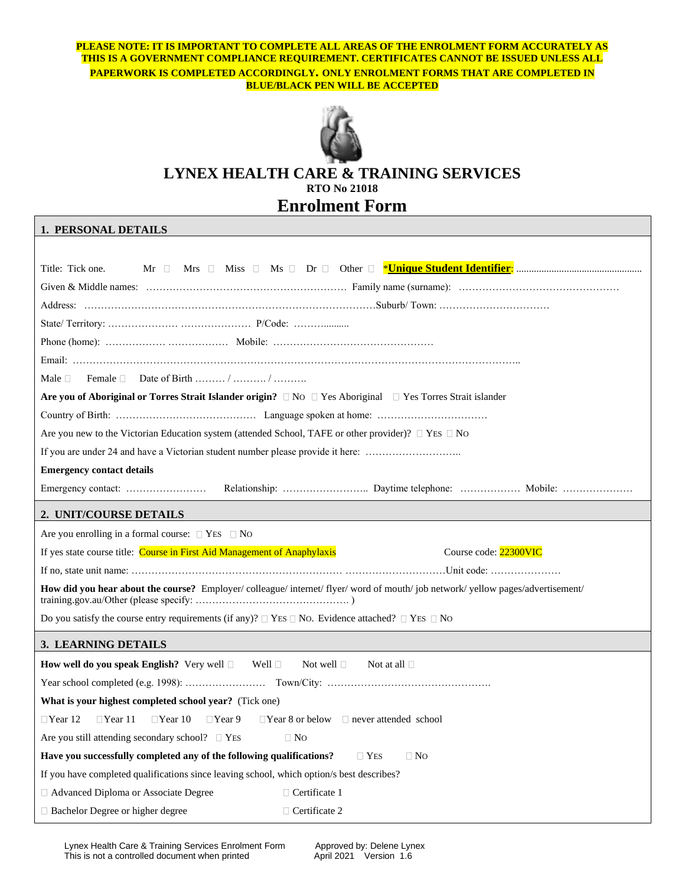**PLEASE NOTE: IT IS IMPORTANT TO COMPLETE ALL AREAS OF THE ENROLMENT FORM ACCURATELY AS THIS IS A GOVERNMENT COMPLIANCE REQUIREMENT. CERTIFICATES CANNOT BE ISSUED UNLESS ALL PAPERWORK IS COMPLETED ACCORDINGLY. ONLY ENROLMENT FORMS THAT ARE COMPLETED IN BLUE/BLACK PEN WILL BE ACCEPTED**

# LYNEX HEALTH CARE & TRAINING SERVICES

**RTO No 21018**

# Enrolment Form

## 1. PERSONAL DETAILS

Title: Tick one. Mr ☐ Mrs ☐ Miss ☐ Ms ☐ Dr ☐ Other ☐ ***Unique Student Identifier**: ……………………………………………

Given & Middle names: …………………………………………………… Family name (surname): …………………………………………

Address: ……………………………………………………………………………Suburb/ Town: ……………………………

State/ Territory: ………………… ………………… P/Code: …………........

Phone (home): ……………… ……………… Mobile: …………………………………………

Email: ……………………………………………………………………………………………………………………..

Male ☐ Female ☐ Date of Birth ……… / ………. / ……….

**Are you of Aboriginal or Torres Strait Islander origin?** ☐ No ☐ Yes Aboriginal ☐ Yes Torres Strait islander

Country of Birth: …………………………………… Language spoken at home: ……………………………

Are you new to the Victorian Education system (attended School, TAFE or other provider)? ☐ Yes ☐ No

If you are under 24 and have a Victorian student number please provide it here: ………………………..

**Emergency contact details**

Emergency contact: …………………… Relationship: …………………….. Daytime telephone: ……………… Mobile: …………………

## 2. UNIT/COURSE DETAILS

Are you enrolling in a formal course: ☐ Yes ☐ No

If yes state course title: Course in First Aid Management of Anaphylaxis Course code: 22300VIC

If no, state unit name: ……………………………………………………… …………………………Unit code: …………………

**How did you hear about the course?** Employer/ colleague/ internet/ flyer/ word of mouth/ job network/ yellow pages/advertisement/ training.gov.au/Other (please specify: ………………………………………. )

Do you satisfy the course entry requirements (if any)? ☐ Yes ☐ No. Evidence attached? ☐ Yes ☐ No

## 3. LEARNING DETAILS

**How well do you speak English?** Very well ☐ Well ☐ Not well ☐ Not at all ☐

Year school completed (e.g. 1998): …………………… Town/City: ………………………………………….

**What is your highest completed school year?** (Tick one)

☐Year 12 ☐Year 11 ☐Year 10 ☐Year 9 ☐Year 8 or below ☐ never attended school

Are you still attending secondary school? ☐ Yes ☐ No

**Have you successfully completed any of the following qualifications?** ☐ Yes ☐ No

If you have completed qualifications since leaving school, which option/s best describes?

☐ Advanced Diploma or Associate Degree ☐ Certificate 1

☐ Bachelor Degree or higher degree ☐ Certificate 2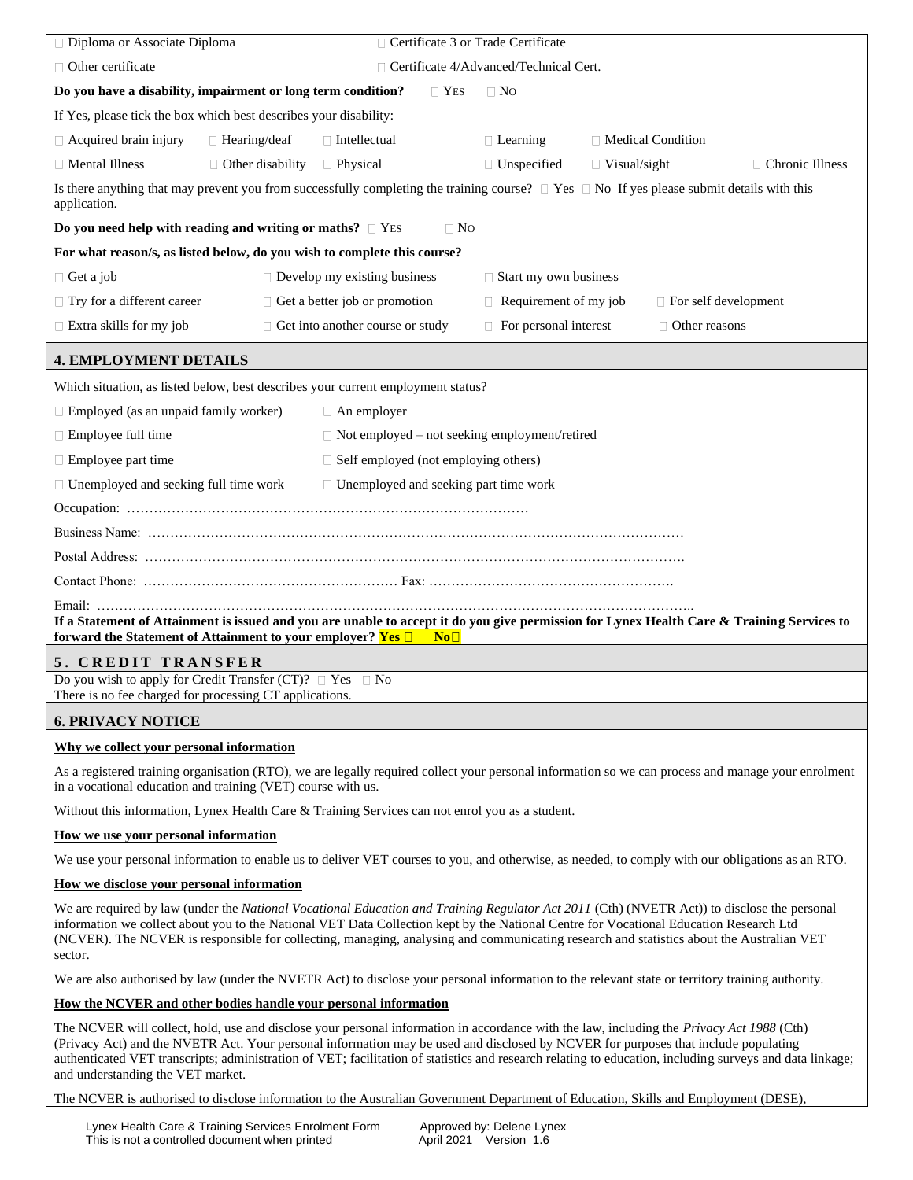| | | | | |
|---|---|---|---|---|
| □ Diploma or Associate Diploma | | □ Certificate 3 or Trade Certificate | | |
| □ Other certificate | | □ Certificate 4/Advanced/Technical Cert. | | |

**Do you have a disability, impairment or long term condition?** □ YES □ NO

If Yes, please tick the box which best describes your disability:

| | | | | | |
|---|---|---|---|---|---|
| □ Acquired brain injury | □ Hearing/deaf | □ Intellectual | □ Learning | □ Medical Condition | |
| □ Mental Illness | □ Other disability | □ Physical | □ Unspecified | □ Visual/sight | □ Chronic Illness |

Is there anything that may prevent you from successfully completing the training course? □ Yes □ No If yes please submit details with this application.

**Do you need help with reading and writing or maths?** □ YES □ NO

**For what reason/s, as listed below, do you wish to complete this course?**

| | | | |
|---|---|---|---|
| □ Get a job | □ Develop my existing business | □ Start my own business | |
| □ Try for a different career | □ Get a better job or promotion | □ Requirement of my job | □ For self development |
| □ Extra skills for my job | □ Get into another course or study | □ For personal interest | □ Other reasons |

## 4. EMPLOYMENT DETAILS

Which situation, as listed below, best describes your current employment status?

| | |
|---|---|
| □ Employed (as an unpaid family worker) | □ An employer |
| □ Employee full time | □ Not employed – not seeking employment/retired |
| □ Employee part time | □ Self employed (not employing others) |
| □ Unemployed and seeking full time work | □ Unemployed and seeking part time work |

Occupation: ………………………………………………………………………………

Business Name: ……………………………………………………………………………………………………………

Postal Address: ……………………………………………………………………………………………………………

Contact Phone: ………………………………………………… Fax: ……………………………………………….

Email: ……………………………………………………………………………………………………………………..

**If a Statement of Attainment is issued and you are unable to accept it do you give permission for Lynex Health Care & Training Services to forward the Statement of Attainment to your employer? Yes □ No□**

## 5. CREDIT TRANSFER

Do you wish to apply for Credit Transfer (CT)? □ Yes □ No
There is no fee charged for processing CT applications.

## 6. PRIVACY NOTICE

**Why we collect your personal information**

As a registered training organisation (RTO), we are legally required collect your personal information so we can process and manage your enrolment in a vocational education and training (VET) course with us.

Without this information, Lynex Health Care & Training Services can not enrol you as a student.

**How we use your personal information**

We use your personal information to enable us to deliver VET courses to you, and otherwise, as needed, to comply with our obligations as an RTO.

**How we disclose your personal information**

We are required by law (under the *National Vocational Education and Training Regulator Act 2011* (Cth) (NVETR Act)) to disclose the personal information we collect about you to the National VET Data Collection kept by the National Centre for Vocational Education Research Ltd (NCVER). The NCVER is responsible for collecting, managing, analysing and communicating research and statistics about the Australian VET sector.

We are also authorised by law (under the NVETR Act) to disclose your personal information to the relevant state or territory training authority.

**How the NCVER and other bodies handle your personal information**

The NCVER will collect, hold, use and disclose your personal information in accordance with the law, including the *Privacy Act 1988* (Cth) (Privacy Act) and the NVETR Act. Your personal information may be used and disclosed by NCVER for purposes that include populating authenticated VET transcripts; administration of VET; facilitation of statistics and research relating to education, including surveys and data linkage; and understanding the VET market.

The NCVER is authorised to disclose information to the Australian Government Department of Education, Skills and Employment (DESE),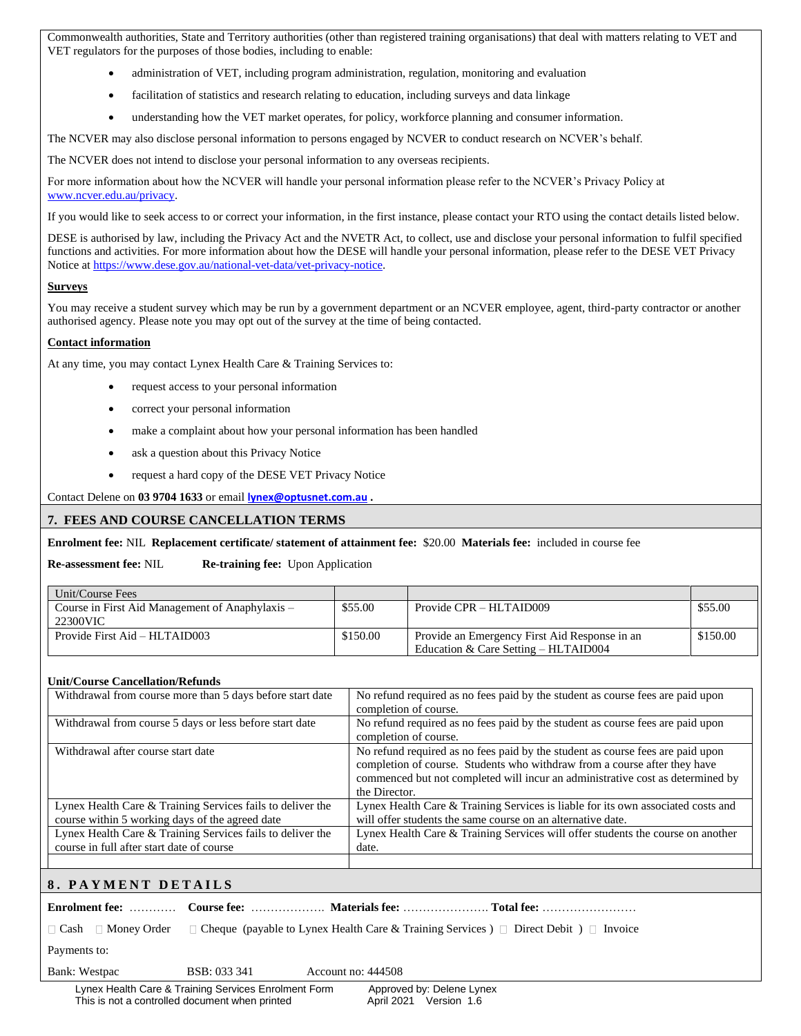Commonwealth authorities, State and Territory authorities (other than registered training organisations) that deal with matters relating to VET and VET regulators for the purposes of those bodies, including to enable:

- administration of VET, including program administration, regulation, monitoring and evaluation
- facilitation of statistics and research relating to education, including surveys and data linkage
- understanding how the VET market operates, for policy, workforce planning and consumer information.

The NCVER may also disclose personal information to persons engaged by NCVER to conduct research on NCVER's behalf.

The NCVER does not intend to disclose your personal information to any overseas recipients.

For more information about how the NCVER will handle your personal information please refer to the NCVER's Privacy Policy at www.ncver.edu.au/privacy.

If you would like to seek access to or correct your information, in the first instance, please contact your RTO using the contact details listed below.

DESE is authorised by law, including the Privacy Act and the NVETR Act, to collect, use and disclose your personal information to fulfil specified functions and activities. For more information about how the DESE will handle your personal information, please refer to the DESE VET Privacy Notice at https://www.dese.gov.au/national-vet-data/vet-privacy-notice.

**Surveys**

You may receive a student survey which may be run by a government department or an NCVER employee, agent, third-party contractor or another authorised agency. Please note you may opt out of the survey at the time of being contacted.

**Contact information**

At any time, you may contact Lynex Health Care & Training Services to:

- request access to your personal information
- correct your personal information
- make a complaint about how your personal information has been handled
- ask a question about this Privacy Notice
- request a hard copy of the DESE VET Privacy Notice

Contact Delene on **03 9704 1633** or email **lynex@optusnet.com.au** .

## 7. FEES AND COURSE CANCELLATION TERMS

**Enrolment fee:** NIL **Replacement certificate/ statement of attainment fee:** $20.00 **Materials fee:** included in course fee

**Re-assessment fee:** NIL **Re-training fee:** Upon Application

| Unit/Course Fees | | | |
|---|---|---|---|
| Course in First Aid Management of Anaphylaxis – 22300VIC | $55.00 | Provide CPR – HLTAID009 | $55.00 |
| Provide First Aid – HLTAID003 | $150.00 | Provide an Emergency First Aid Response in an Education & Care Setting – HLTAID004 | $150.00 |

**Unit/Course Cancellation/Refunds**

| | |
|---|---|
| Withdrawal from course more than 5 days before start date | No refund required as no fees paid by the student as course fees are paid upon completion of course. |
| Withdrawal from course 5 days or less before start date | No refund required as no fees paid by the student as course fees are paid upon completion of course. |
| Withdrawal after course start date | No refund required as no fees paid by the student as course fees are paid upon completion of course. Students who withdraw from a course after they have commenced but not completed will incur an administrative cost as determined by the Director. |
| Lynex Health Care & Training Services fails to deliver the course within 5 working days of the agreed date | Lynex Health Care & Training Services is liable for its own associated costs and will offer students the same course on an alternative date. |
| Lynex Health Care & Training Services fails to deliver the course in full after start date of course | Lynex Health Care & Training Services will offer students the course on another date. |
| | |

## 8. PAYMENT DETAILS

**Enrolment fee:** ………… **Course fee:** ………………. **Materials fee:** …………………. **Total fee:** ……………………

☐ Cash ☐ Money Order ☐ Cheque (payable to Lynex Health Care & Training Services ) ☐ Direct Debit ) ☐ Invoice

Payments to:

Bank: Westpac BSB: 033 341 Account no: 444508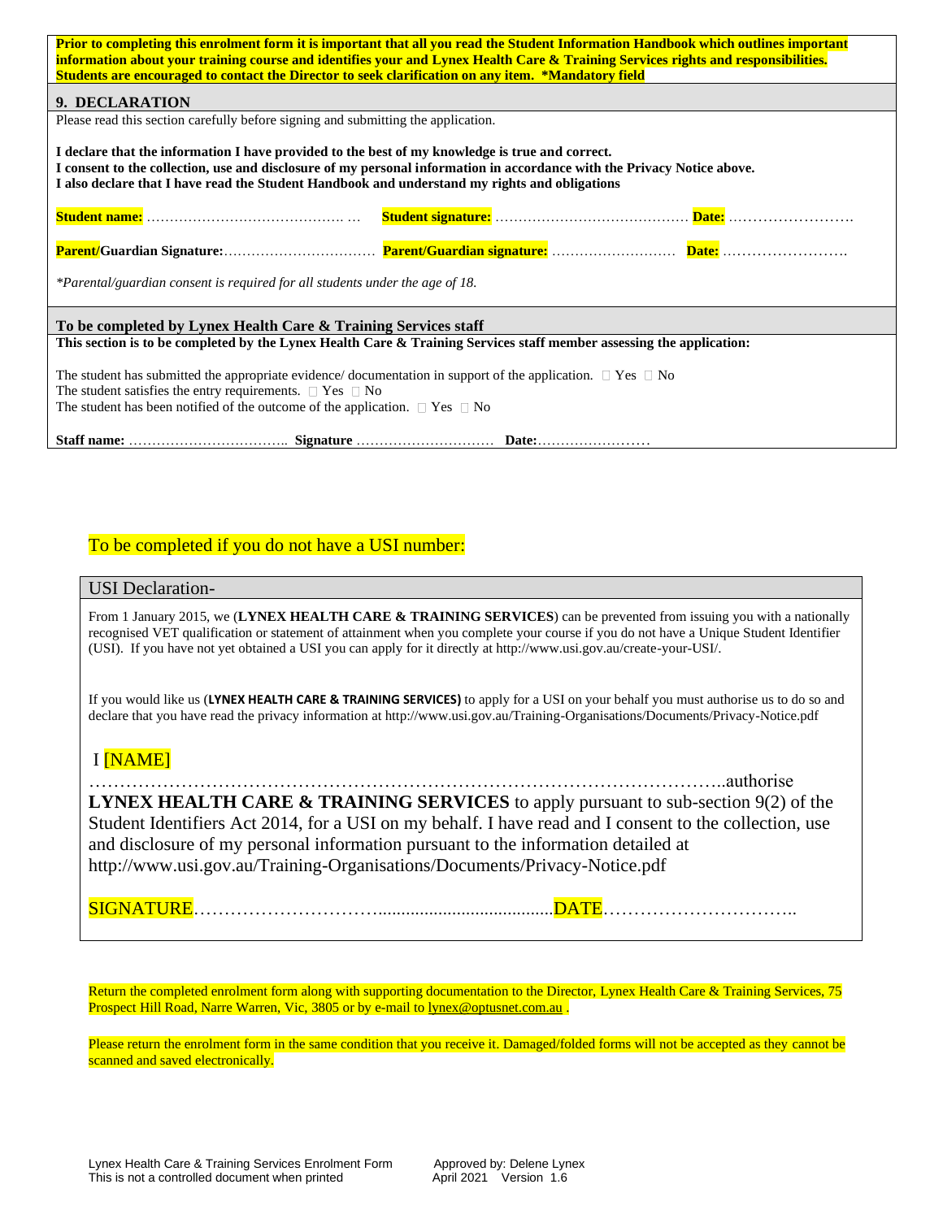**Prior to completing this enrolment form it is important that all you read the Student Information Handbook which outlines important information about your training course and identifies your and Lynex Health Care & Training Services rights and responsibilities. Students are encouraged to contact the Director to seek clarification on any item. *Mandatory field**

## 9. DECLARATION

Please read this section carefully before signing and submitting the application.

**I declare that the information I have provided to the best of my knowledge is true and correct.**
**I consent to the collection, use and disclosure of my personal information in accordance with the Privacy Notice above.**
**I also declare that I have read the Student Handbook and understand my rights and obligations**

**Student name:** ……………………………………. … **Student signature:** …………………………………… **Date:** …………………….

**Parent/Guardian Signature:**…………………………… **Parent/Guardian signature:** ……………………… **Date:** …………………….

*\*Parental/guardian consent is required for all students under the age of 18.*

## To be completed by Lynex Health Care & Training Services staff

**This section is to be completed by the Lynex Health Care & Training Services staff member assessing the application:**

The student has submitted the appropriate evidence/ documentation in support of the application. ☐ Yes ☐ No
The student satisfies the entry requirements. ☐ Yes ☐ No
The student has been notified of the outcome of the application. ☐ Yes ☐ No

**Staff name:** …………………………….. **Signature** ………………………… **Date:**……………………

## To be completed if you do not have a USI number:

### USI Declaration-

From 1 January 2015, we (**LYNEX HEALTH CARE & TRAINING SERVICES**) can be prevented from issuing you with a nationally recognised VET qualification or statement of attainment when you complete your course if you do not have a Unique Student Identifier (USI). If you have not yet obtained a USI you can apply for it directly at http://www.usi.gov.au/create-your-USI/.

If you would like us (**LYNEX HEALTH CARE & TRAINING SERVICES)** to apply for a USI on your behalf you must authorise us to do so and declare that you have read the privacy information at http://www.usi.gov.au/Training-Organisations/Documents/Privacy-Notice.pdf

I [NAME]
…………………………………………………………………………………………..authorise **LYNEX HEALTH CARE & TRAINING SERVICES** to apply pursuant to sub-section 9(2) of the Student Identifiers Act 2014, for a USI on my behalf. I have read and I consent to the collection, use and disclosure of my personal information pursuant to the information detailed at http://www.usi.gov.au/Training-Organisations/Documents/Privacy-Notice.pdf

SIGNATURE…………………………......................................DATE…………………………..

Return the completed enrolment form along with supporting documentation to the Director, Lynex Health Care & Training Services, 75 Prospect Hill Road, Narre Warren, Vic, 3805 or by e-mail to lynex@optusnet.com.au .

Please return the enrolment form in the same condition that you receive it. Damaged/folded forms will not be accepted as they cannot be scanned and saved electronically.